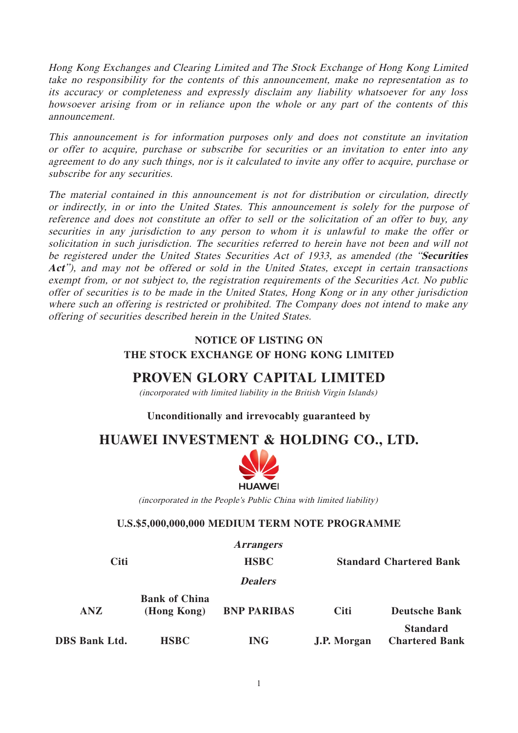*Hong Kong Exchanges and Clearing Limited and The Stock Exchange of Hong Kong Limited take no responsibility for the contents of this announcement, make no representation as to its accuracy or completeness and expressly disclaim any liability whatsoever for any loss howsoever arising from or in reliance upon the whole or any part of the contents of this announcement.*

*This announcement is for information purposes only and does not constitute an invitation or offer to acquire, purchase or subscribe for securities or an invitation to enter into any agreement to do any such things, nor is it calculated to invite any offer to acquire, purchase or subscribe for any securities.*

*The material contained in this announcement is not for distribution or circulation, directly or indirectly, in or into the United States. This announcement is solely for the purpose of reference and does not constitute an offer to sell or the solicitation of an offer to buy, any securities in any jurisdiction to any person to whom it is unlawful to make the offer or solicitation in such jurisdiction. The securities referred to herein have not been and will not be registered under the United States Securities Act of 1933, as amended (the "**Securities Act**"), and may not be offered or sold in the United States, except in certain transactions exempt from, or not subject to, the registration requirements of the Securities Act. No public offer of securities is to be made in the United States, Hong Kong or in any other jurisdiction where such an offering is restricted or prohibited. The Company does not intend to make any offering of securities described herein in the United States.*

**NOTICE OF LISTING ON**
**THE STOCK EXCHANGE OF HONG KONG LIMITED**

# PROVEN GLORY CAPITAL LIMITED

*(incorporated with limited liability in the British Virgin Islands)*

**Unconditionally and irrevocably guaranteed by**

# HUAWEI INVESTMENT & HOLDING CO., LTD.

HUAWEI

*(incorporated in the People's Public China with limited liability)*

**U.S.$5,000,000,000 MEDIUM TERM NOTE PROGRAMME**

***Arrangers***

**Citi** | **HSBC** | **Standard Chartered Bank**

***Dealers***

| **ANZ** | **Bank of China (Hong Kong)** | **BNP PARIBAS** | **Citi** | **Deutsche Bank** |
|---|---|---|---|---|
| **DBS Bank Ltd.** | **HSBC** | **ING** | **J.P. Morgan** | **Standard Chartered Bank** |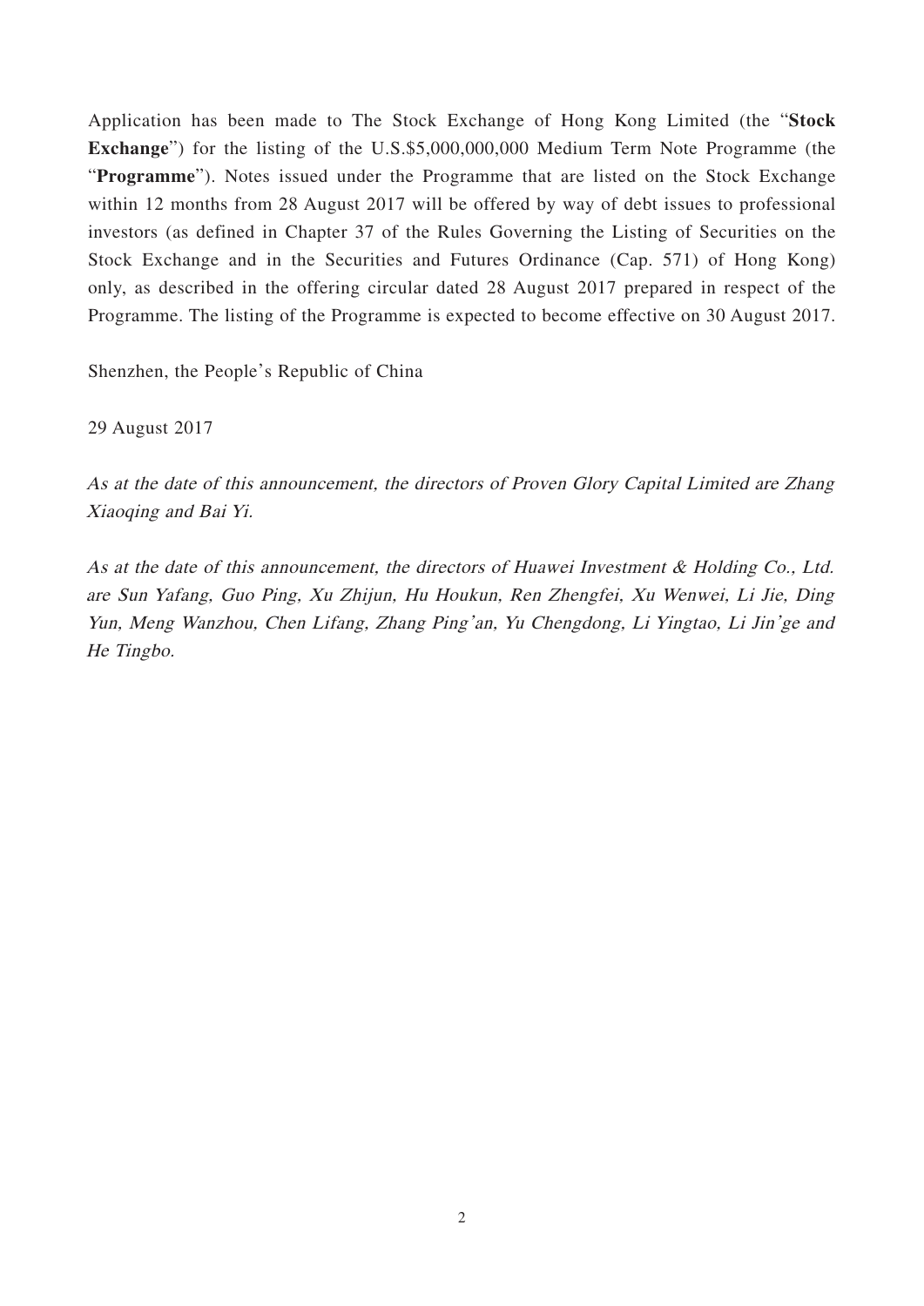Application has been made to The Stock Exchange of Hong Kong Limited (the "**Stock Exchange**") for the listing of the U.S.$5,000,000,000 Medium Term Note Programme (the "**Programme**"). Notes issued under the Programme that are listed on the Stock Exchange within 12 months from 28 August 2017 will be offered by way of debt issues to professional investors (as defined in Chapter 37 of the Rules Governing the Listing of Securities on the Stock Exchange and in the Securities and Futures Ordinance (Cap. 571) of Hong Kong) only, as described in the offering circular dated 28 August 2017 prepared in respect of the Programme. The listing of the Programme is expected to become effective on 30 August 2017.

Shenzhen, the People's Republic of China

29 August 2017

*As at the date of this announcement, the directors of Proven Glory Capital Limited are Zhang Xiaoqing and Bai Yi.*

*As at the date of this announcement, the directors of Huawei Investment & Holding Co., Ltd. are Sun Yafang, Guo Ping, Xu Zhijun, Hu Houkun, Ren Zhengfei, Xu Wenwei, Li Jie, Ding Yun, Meng Wanzhou, Chen Lifang, Zhang Ping'an, Yu Chengdong, Li Yingtao, Li Jin'ge and He Tingbo.*